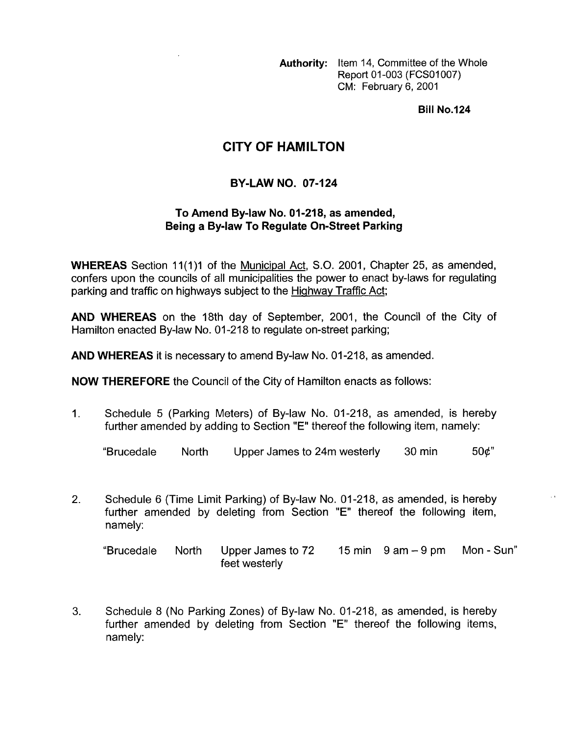**Authority:** Item 14, Committee of the Whole
Report 01-003 (FCS01007)
CM: February 6, 2001

**Bill No.124**

# CITY OF HAMILTON

## BY-LAW NO. 07-124

### To Amend By-law No. 01-218, as amended, Being a By-law To Regulate On-Street Parking

**WHEREAS** Section 11(1)1 of the Municipal Act, S.O. 2001, Chapter 25, as amended, confers upon the councils of all municipalities the power to enact by-laws for regulating parking and traffic on highways subject to the Highway Traffic Act;

**AND WHEREAS** on the 18th day of September, 2001, the Council of the City of Hamilton enacted By-law No. 01-218 to regulate on-street parking;

**AND WHEREAS** it is necessary to amend By-law No. 01-218, as amended.

**NOW THEREFORE** the Council of the City of Hamilton enacts as follows:

1. Schedule 5 (Parking Meters) of By-law No. 01-218, as amended, is hereby further amended by adding to Section "E" thereof the following item, namely:

| | | | | |
|---|---|---|---|---|
| "Brucedale | North | Upper James to 24m westerly | 30 min | 50¢" |

2. Schedule 6 (Time Limit Parking) of By-law No. 01-218, as amended, is hereby further amended by deleting from Section "E" thereof the following item, namely:

| | | | | | |
|---|---|---|---|---|---|
| "Brucedale | North | Upper James to 72 feet westerly | 15 min | 9 am – 9 pm | Mon - Sun" |

3. Schedule 8 (No Parking Zones) of By-law No. 01-218, as amended, is hereby further amended by deleting from Section "E" thereof the following items, namely: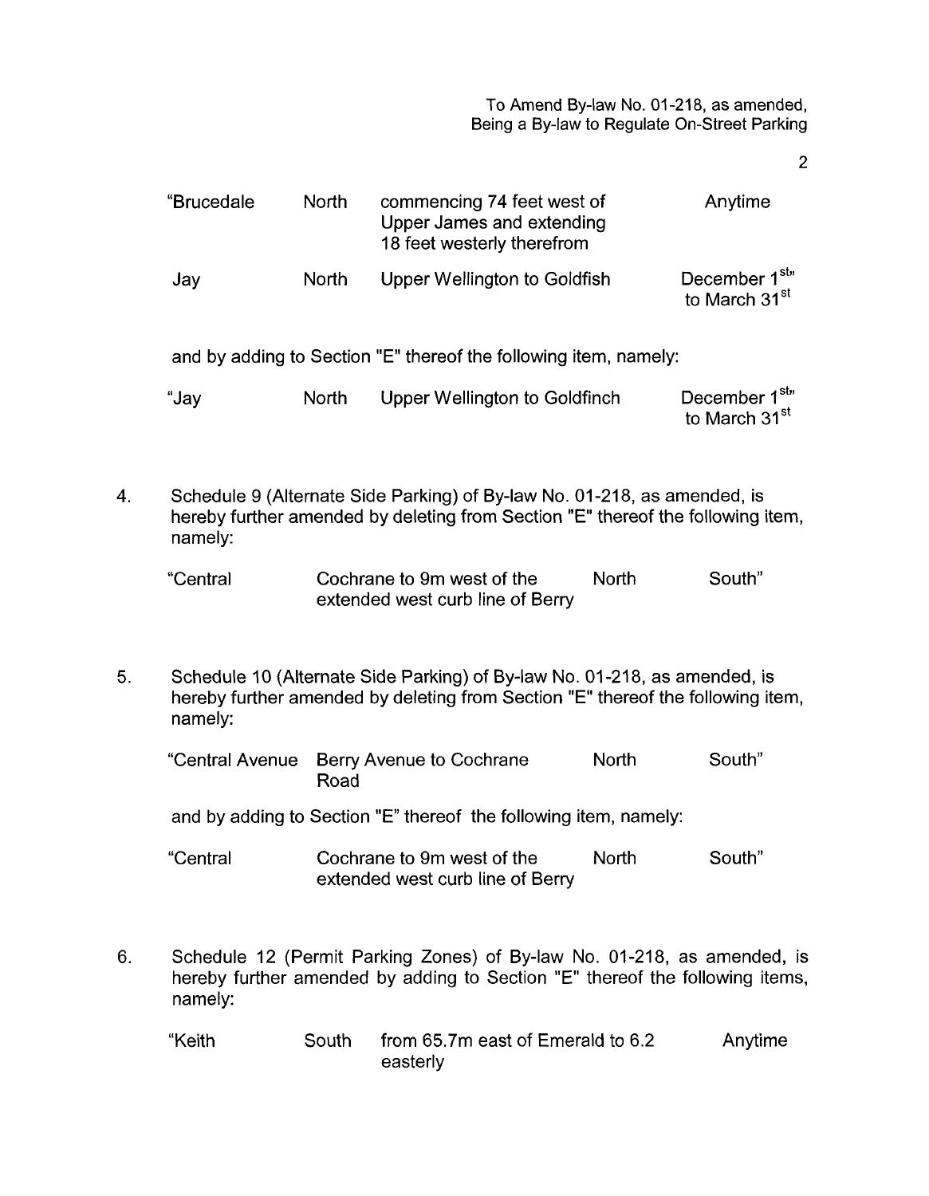| | | | |
|---|---|---|---|
| "Brucedale | North | commencing 74 feet west of Upper James and extending 18 feet westerly therefrom | Anytime |
| Jay | North | Upper Wellington to Goldfish | December 1st" to March 31st |

and by adding to Section "E" thereof the following item, namely:

| | | | |
|---|---|---|---|
| "Jay | North | Upper Wellington to Goldfinch | December 1st" to March 31st |

4. Schedule 9 (Alternate Side Parking) of By-law No. 01-218, as amended, is hereby further amended by deleting from Section "E" thereof the following item, namely:

| | | | |
|---|---|---|---|
| "Central | Cochrane to 9m west of the extended west curb line of Berry | North | South" |

5. Schedule 10 (Alternate Side Parking) of By-law No. 01-218, as amended, is hereby further amended by deleting from Section "E" thereof the following item, namely:

| | | | |
|---|---|---|---|
| "Central Avenue | Berry Avenue to Cochrane Road | North | South" |

and by adding to Section "E" thereof the following item, namely:

| | | | |
|---|---|---|---|
| "Central | Cochrane to 9m west of the extended west curb line of Berry | North | South" |

6. Schedule 12 (Permit Parking Zones) of By-law No. 01-218, as amended, is hereby further amended by adding to Section "E" thereof the following items, namely:

| | | | |
|---|---|---|---|
| "Keith | South | from 65.7m east of Emerald to 6.2 easterly | Anytime |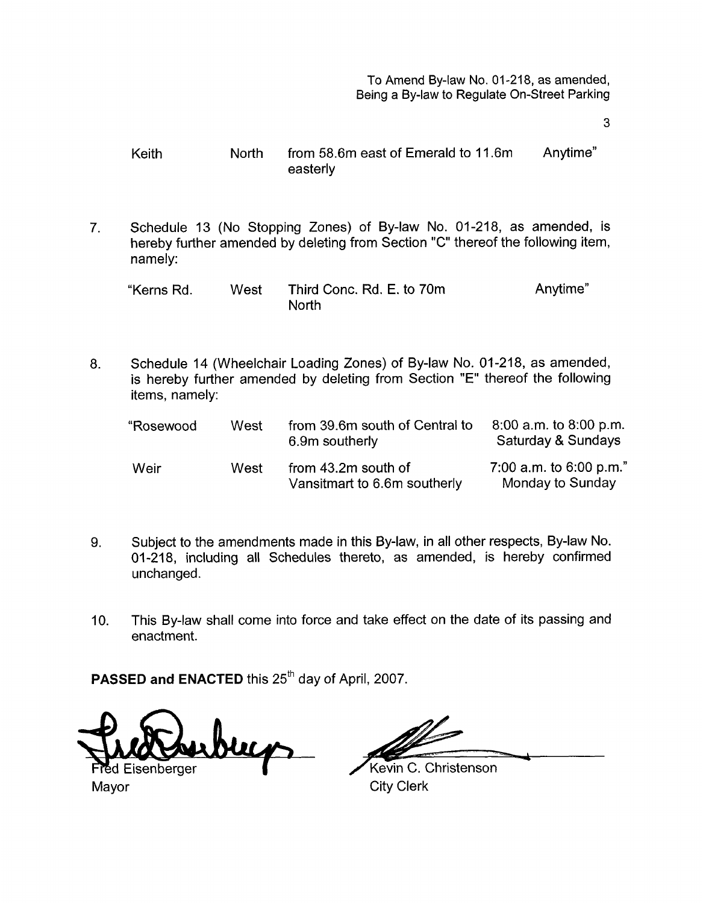| | | | |
|---|---|---|---|
| Keith | North | from 58.6m east of Emerald to 11.6m easterly | Anytime" |

7. Schedule 13 (No Stopping Zones) of By-law No. 01-218, as amended, is hereby further amended by deleting from Section "C" thereof the following item, namely:

| | | | |
|---|---|---|---|
| "Kerns Rd. | West | Third Conc. Rd. E. to 70m North | Anytime" |

8. Schedule 14 (Wheelchair Loading Zones) of By-law No. 01-218, as amended, is hereby further amended by deleting from Section "E" thereof the following items, namely:

| | | | |
|---|---|---|---|
| "Rosewood | West | from 39.6m south of Central to 6.9m southerly | 8:00 a.m. to 8:00 p.m. Saturday & Sundays |
| Weir | West | from 43.2m south of Vansitmart to 6.6m southerly | 7:00 a.m. to 6:00 p.m." Monday to Sunday |

9. Subject to the amendments made in this By-law, in all other respects, By-law No. 01-218, including all Schedules thereto, as amended, is hereby confirmed unchanged.

10. This By-law shall come into force and take effect on the date of its passing and enactment.

**PASSED and ENACTED** this 25th day of April, 2007.

Fred Eisenberger
Mayor

Kevin C. Christenson
City Clerk